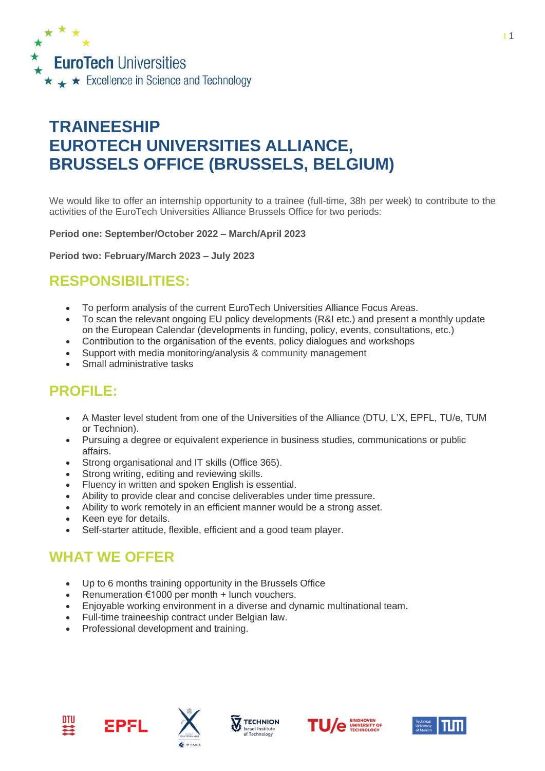EuroTech Universities
Excellence in Science and Technology

# TRAINEESHIP
# EUROTECH UNIVERSITIES ALLIANCE, BRUSSELS OFFICE (BRUSSELS, BELGIUM)

We would like to offer an internship opportunity to a trainee (full-time, 38h per week) to contribute to the activities of the EuroTech Universities Alliance Brussels Office for two periods:

**Period one: September/October 2022 – March/April 2023**

**Period two: February/March 2023 – July 2023**

## RESPONSIBILITIES:

- To perform analysis of the current EuroTech Universities Alliance Focus Areas.
- To scan the relevant ongoing EU policy developments (R&I etc.) and present a monthly update on the European Calendar (developments in funding, policy, events, consultations, etc.)
- Contribution to the organisation of the events, policy dialogues and workshops
- Support with media monitoring/analysis & community management
- Small administrative tasks

## PROFILE:

- A Master level student from one of the Universities of the Alliance (DTU, L'X, EPFL, TU/e, TUM or Technion).
- Pursuing a degree or equivalent experience in business studies, communications or public affairs.
- Strong organisational and IT skills (Office 365).
- Strong writing, editing and reviewing skills.
- Fluency in written and spoken English is essential.
- Ability to provide clear and concise deliverables under time pressure.
- Ability to work remotely in an efficient manner would be a strong asset.
- Keen eye for details.
- Self-starter attitude, flexible, efficient and a good team player.

## WHAT WE OFFER

- Up to 6 months training opportunity in the Brussels Office
- Renumeration €1000 per month + lunch vouchers.
- Enjoyable working environment in a diverse and dynamic multinational team.
- Full-time traineeship contract under Belgian law.
- Professional development and training.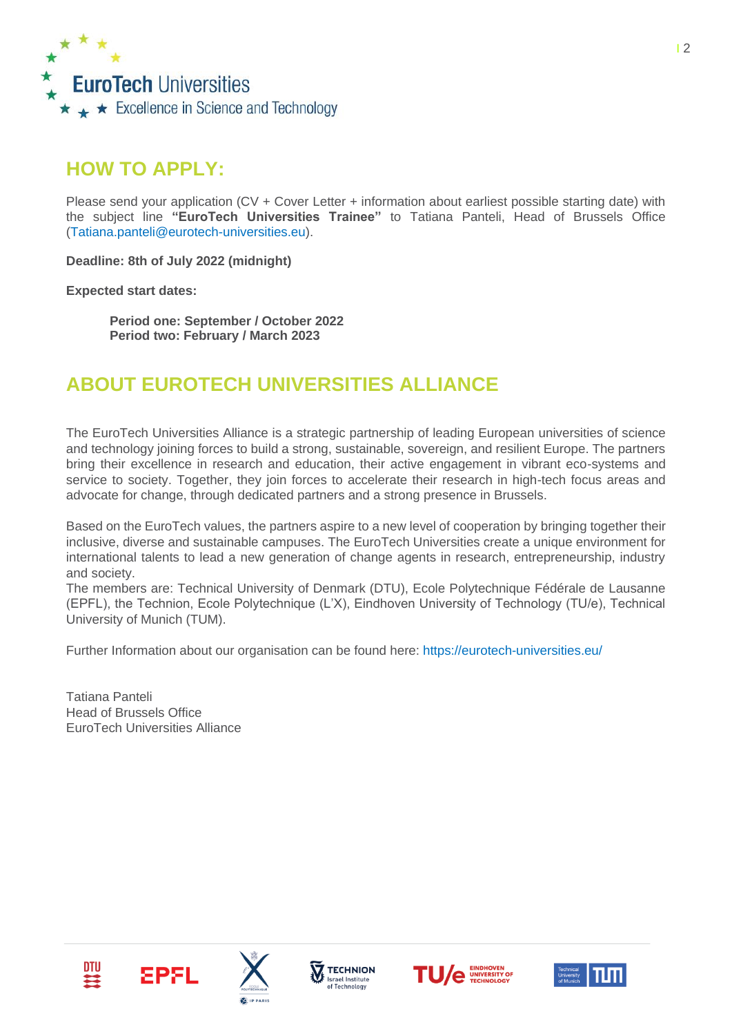## HOW TO APPLY:

Please send your application (CV + Cover Letter + information about earliest possible starting date) with the subject line **"EuroTech Universities Trainee"** to Tatiana Panteli, Head of Brussels Office (Tatiana.panteli@eurotech-universities.eu).

**Deadline: 8th of July 2022 (midnight)**

**Expected start dates:**

> **Period one: September / October 2022**
> **Period two: February / March 2023**

## ABOUT EUROTECH UNIVERSITIES ALLIANCE

The EuroTech Universities Alliance is a strategic partnership of leading European universities of science and technology joining forces to build a strong, sustainable, sovereign, and resilient Europe. The partners bring their excellence in research and education, their active engagement in vibrant eco-systems and service to society. Together, they join forces to accelerate their research in high-tech focus areas and advocate for change, through dedicated partners and a strong presence in Brussels.

Based on the EuroTech values, the partners aspire to a new level of cooperation by bringing together their inclusive, diverse and sustainable campuses. The EuroTech Universities create a unique environment for international talents to lead a new generation of change agents in research, entrepreneurship, industry and society.
The members are: Technical University of Denmark (DTU), Ecole Polytechnique Fédérale de Lausanne (EPFL), the Technion, Ecole Polytechnique (L'X), Eindhoven University of Technology (TU/e), Technical University of Munich (TUM).

Further Information about our organisation can be found here: https://eurotech-universities.eu/

Tatiana Panteli
Head of Brussels Office
EuroTech Universities Alliance